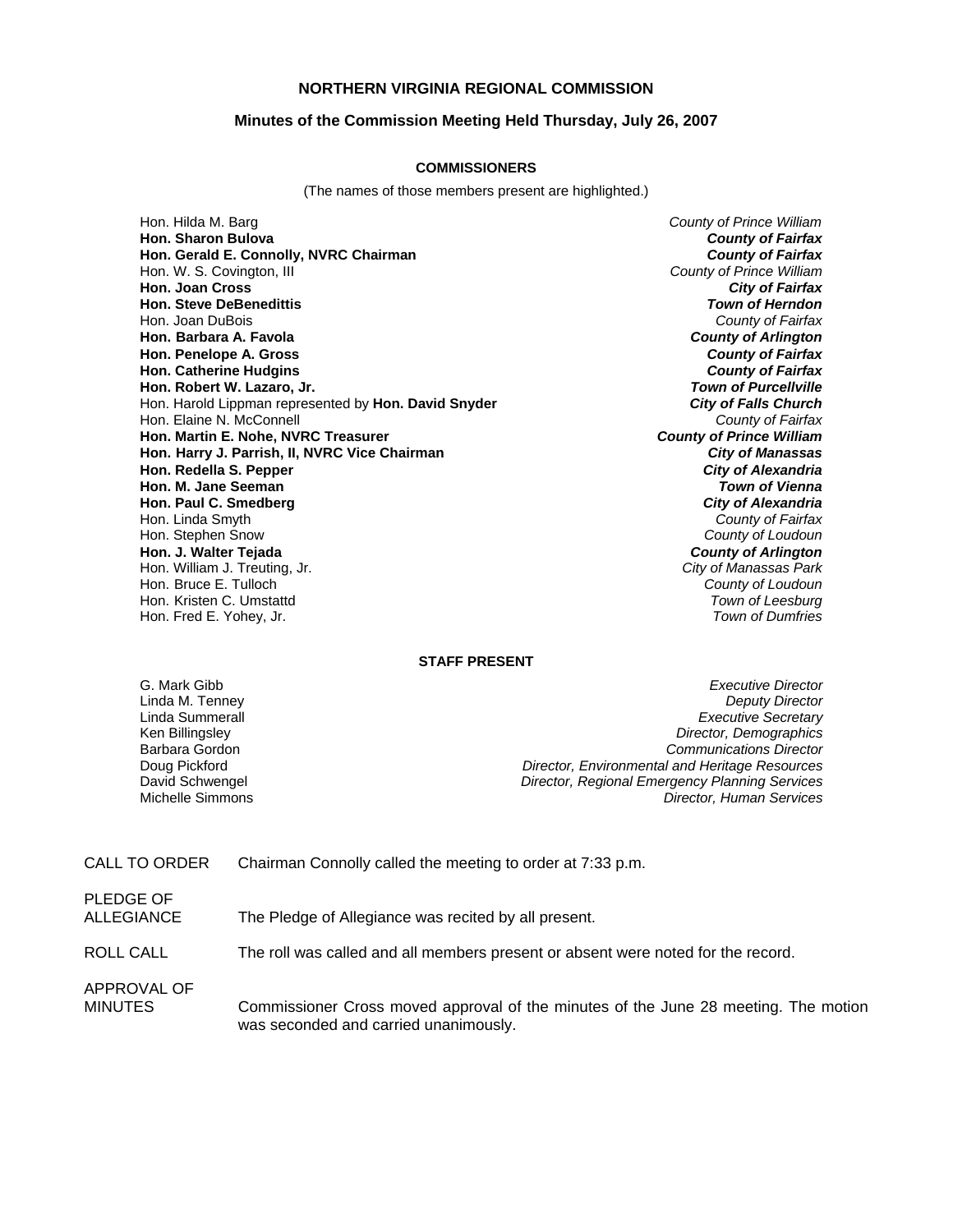# NORTHERN VIRGINIA REGIONAL COMMISSION

## Minutes of the Commission Meeting Held Thursday, July 26, 2007

### COMMISSIONERS

(The names of those members present are highlighted.)

| | |
|---|---|
| Hon. Hilda M. Barg | *County of Prince William* |
| **Hon. Sharon Bulova** | ***County of Fairfax*** |
| **Hon. Gerald E. Connolly, NVRC Chairman** | ***County of Fairfax*** |
| Hon. W. S. Covington, III | *County of Prince William* |
| **Hon. Joan Cross** | ***City of Fairfax*** |
| **Hon. Steve DeBenedittis** | ***Town of Herndon*** |
| Hon. Joan DuBois | *County of Fairfax* |
| **Hon. Barbara A. Favola** | ***County of Arlington*** |
| **Hon. Penelope A. Gross** | ***County of Fairfax*** |
| **Hon. Catherine Hudgins** | ***County of Fairfax*** |
| **Hon. Robert W. Lazaro, Jr.** | ***Town of Purcellville*** |
| Hon. Harold Lippman represented by **Hon. David Snyder** | ***City of Falls Church*** |
| Hon. Elaine N. McConnell | *County of Fairfax* |
| **Hon. Martin E. Nohe, NVRC Treasurer** | ***County of Prince William*** |
| **Hon. Harry J. Parrish, II, NVRC Vice Chairman** | ***City of Manassas*** |
| **Hon. Redella S. Pepper** | ***City of Alexandria*** |
| **Hon. M. Jane Seeman** | ***Town of Vienna*** |
| **Hon. Paul C. Smedberg** | ***City of Alexandria*** |
| Hon. Linda Smyth | *County of Fairfax* |
| Hon. Stephen Snow | *County of Loudoun* |
| **Hon. J. Walter Tejada** | ***County of Arlington*** |
| Hon. William J. Treuting, Jr. | *City of Manassas Park* |
| Hon. Bruce E. Tulloch | *County of Loudoun* |
| Hon. Kristen C. Umstattd | *Town of Leesburg* |
| Hon. Fred E. Yohey, Jr. | *Town of Dumfries* |

### STAFF PRESENT

| | |
|---|---|
| G. Mark Gibb | *Executive Director* |
| Linda M. Tenney | *Deputy Director* |
| Linda Summerall | *Executive Secretary* |
| Ken Billingsley | *Director, Demographics* |
| Barbara Gordon | *Communications Director* |
| Doug Pickford | *Director, Environmental and Heritage Resources* |
| David Schwengel | *Director, Regional Emergency Planning Services* |
| Michelle Simmons | *Director, Human Services* |

CALL TO ORDER — Chairman Connolly called the meeting to order at 7:33 p.m.

PLEDGE OF ALLEGIANCE — The Pledge of Allegiance was recited by all present.

ROLL CALL — The roll was called and all members present or absent were noted for the record.

APPROVAL OF MINUTES — Commissioner Cross moved approval of the minutes of the June 28 meeting. The motion was seconded and carried unanimously.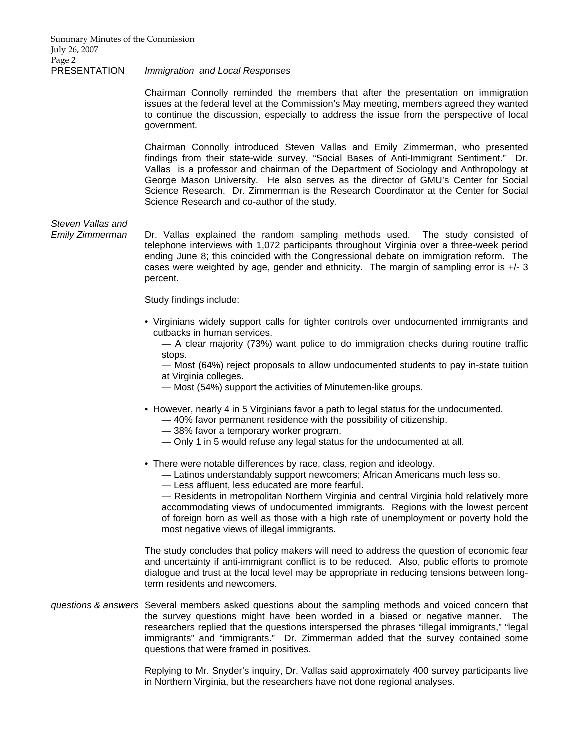**PRESENTATION** *Immigration and Local Responses*

Chairman Connolly reminded the members that after the presentation on immigration issues at the federal level at the Commission's May meeting, members agreed they wanted to continue the discussion, especially to address the issue from the perspective of local government.

Chairman Connolly introduced Steven Vallas and Emily Zimmerman, who presented findings from their state-wide survey, "Social Bases of Anti-Immigrant Sentiment." Dr. Vallas is a professor and chairman of the Department of Sociology and Anthropology at George Mason University. He also serves as the director of GMU's Center for Social Science Research. Dr. Zimmerman is the Research Coordinator at the Center for Social Science Research and co-author of the study.

*Steven Vallas and Emily Zimmerman*

Dr. Vallas explained the random sampling methods used. The study consisted of telephone interviews with 1,072 participants throughout Virginia over a three-week period ending June 8; this coincided with the Congressional debate on immigration reform. The cases were weighted by age, gender and ethnicity. The margin of sampling error is +/- 3 percent.

Study findings include:

- Virginians widely support calls for tighter controls over undocumented immigrants and cutbacks in human services.
  - — A clear majority (73%) want police to do immigration checks during routine traffic stops.
  - — Most (64%) reject proposals to allow undocumented students to pay in-state tuition at Virginia colleges.
  - — Most (54%) support the activities of Minutemen-like groups.
- However, nearly 4 in 5 Virginians favor a path to legal status for the undocumented.
  - — 40% favor permanent residence with the possibility of citizenship.
  - — 38% favor a temporary worker program.
  - — Only 1 in 5 would refuse any legal status for the undocumented at all.
- There were notable differences by race, class, region and ideology.
  - — Latinos understandably support newcomers; African Americans much less so.
  - — Less affluent, less educated are more fearful.
  - — Residents in metropolitan Northern Virginia and central Virginia hold relatively more accommodating views of undocumented immigrants. Regions with the lowest percent of foreign born as well as those with a high rate of unemployment or poverty hold the most negative views of illegal immigrants.

The study concludes that policy makers will need to address the question of economic fear and uncertainty if anti-immigrant conflict is to be reduced. Also, public efforts to promote dialogue and trust at the local level may be appropriate in reducing tensions between long-term residents and newcomers.

*questions & answers* Several members asked questions about the sampling methods and voiced concern that the survey questions might have been worded in a biased or negative manner. The researchers replied that the questions interspersed the phrases "illegal immigrants," "legal immigrants" and "immigrants." Dr. Zimmerman added that the survey contained some questions that were framed in positives.

Replying to Mr. Snyder's inquiry, Dr. Vallas said approximately 400 survey participants live in Northern Virginia, but the researchers have not done regional analyses.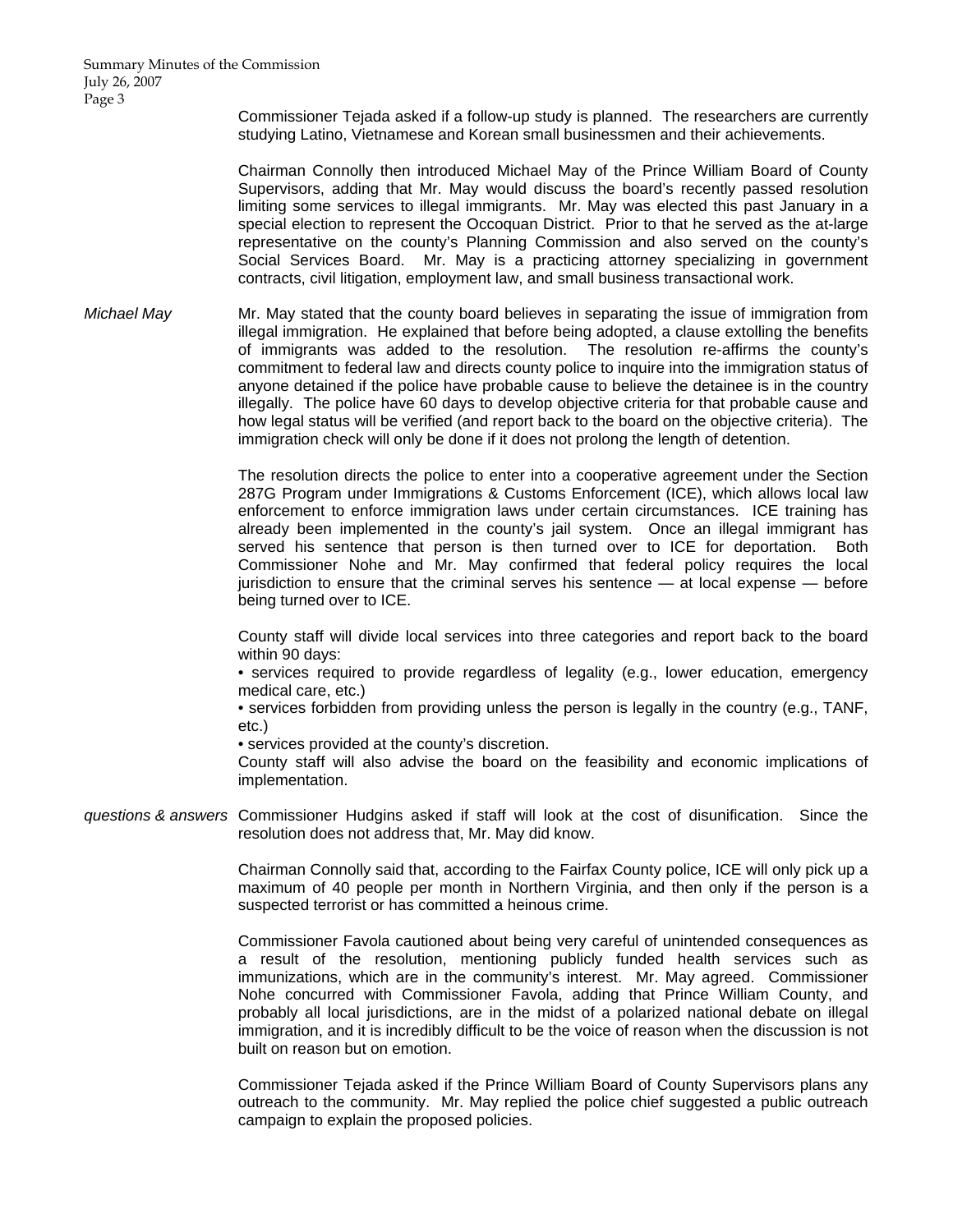Commissioner Tejada asked if a follow-up study is planned. The researchers are currently studying Latino, Vietnamese and Korean small businessmen and their achievements.

Chairman Connolly then introduced Michael May of the Prince William Board of County Supervisors, adding that Mr. May would discuss the board's recently passed resolution limiting some services to illegal immigrants. Mr. May was elected this past January in a special election to represent the Occoquan District. Prior to that he served as the at-large representative on the county's Planning Commission and also served on the county's Social Services Board. Mr. May is a practicing attorney specializing in government contracts, civil litigation, employment law, and small business transactional work.

*Michael May*

Mr. May stated that the county board believes in separating the issue of immigration from illegal immigration. He explained that before being adopted, a clause extolling the benefits of immigrants was added to the resolution. The resolution re-affirms the county's commitment to federal law and directs county police to inquire into the immigration status of anyone detained if the police have probable cause to believe the detainee is in the country illegally. The police have 60 days to develop objective criteria for that probable cause and how legal status will be verified (and report back to the board on the objective criteria). The immigration check will only be done if it does not prolong the length of detention.

The resolution directs the police to enter into a cooperative agreement under the Section 287G Program under Immigrations & Customs Enforcement (ICE), which allows local law enforcement to enforce immigration laws under certain circumstances. ICE training has already been implemented in the county's jail system. Once an illegal immigrant has served his sentence that person is then turned over to ICE for deportation. Both Commissioner Nohe and Mr. May confirmed that federal policy requires the local jurisdiction to ensure that the criminal serves his sentence — at local expense — before being turned over to ICE.

County staff will divide local services into three categories and report back to the board within 90 days:

- services required to provide regardless of legality (e.g., lower education, emergency medical care, etc.)
- services forbidden from providing unless the person is legally in the country (e.g., TANF, etc.)
- services provided at the county's discretion.

County staff will also advise the board on the feasibility and economic implications of implementation.

*questions & answers*

Commissioner Hudgins asked if staff will look at the cost of disunification. Since the resolution does not address that, Mr. May did know.

Chairman Connolly said that, according to the Fairfax County police, ICE will only pick up a maximum of 40 people per month in Northern Virginia, and then only if the person is a suspected terrorist or has committed a heinous crime.

Commissioner Favola cautioned about being very careful of unintended consequences as a result of the resolution, mentioning publicly funded health services such as immunizations, which are in the community's interest. Mr. May agreed. Commissioner Nohe concurred with Commissioner Favola, adding that Prince William County, and probably all local jurisdictions, are in the midst of a polarized national debate on illegal immigration, and it is incredibly difficult to be the voice of reason when the discussion is not built on reason but on emotion.

Commissioner Tejada asked if the Prince William Board of County Supervisors plans any outreach to the community. Mr. May replied the police chief suggested a public outreach campaign to explain the proposed policies.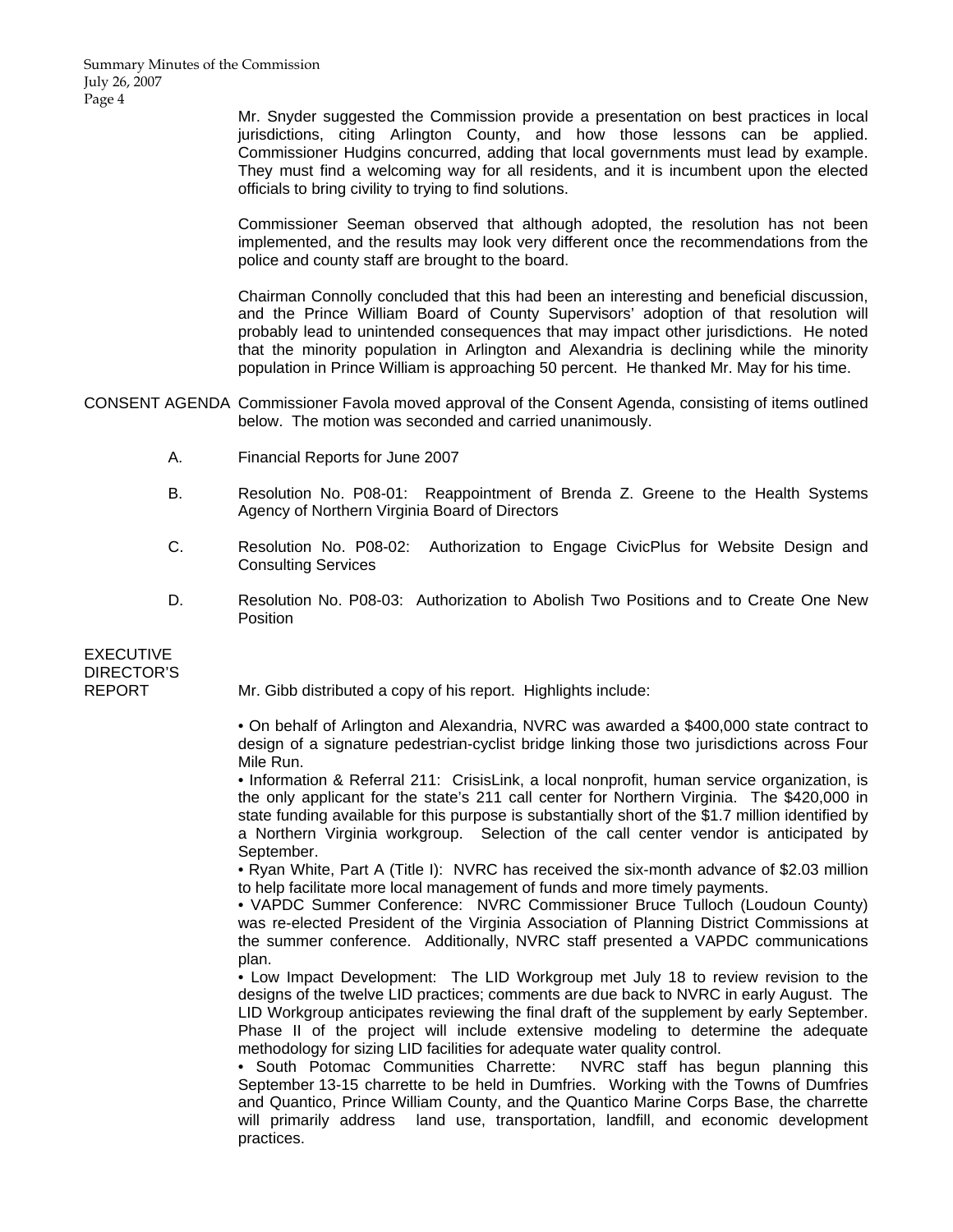Mr. Snyder suggested the Commission provide a presentation on best practices in local jurisdictions, citing Arlington County, and how those lessons can be applied. Commissioner Hudgins concurred, adding that local governments must lead by example. They must find a welcoming way for all residents, and it is incumbent upon the elected officials to bring civility to trying to find solutions.

Commissioner Seeman observed that although adopted, the resolution has not been implemented, and the results may look very different once the recommendations from the police and county staff are brought to the board.

Chairman Connolly concluded that this had been an interesting and beneficial discussion, and the Prince William Board of County Supervisors' adoption of that resolution will probably lead to unintended consequences that may impact other jurisdictions. He noted that the minority population in Arlington and Alexandria is declining while the minority population in Prince William is approaching 50 percent. He thanked Mr. May for his time.

CONSENT AGENDA Commissioner Favola moved approval of the Consent Agenda, consisting of items outlined below. The motion was seconded and carried unanimously.

A. Financial Reports for June 2007

B. Resolution No. P08-01: Reappointment of Brenda Z. Greene to the Health Systems Agency of Northern Virginia Board of Directors

C. Resolution No. P08-02: Authorization to Engage CivicPlus for Website Design and Consulting Services

D. Resolution No. P08-03: Authorization to Abolish Two Positions and to Create One New Position

EXECUTIVE DIRECTOR'S REPORT

Mr. Gibb distributed a copy of his report. Highlights include:

• On behalf of Arlington and Alexandria, NVRC was awarded a $400,000 state contract to design of a signature pedestrian-cyclist bridge linking those two jurisdictions across Four Mile Run.

• Information & Referral 211: CrisisLink, a local nonprofit, human service organization, is the only applicant for the state's 211 call center for Northern Virginia. The $420,000 in state funding available for this purpose is substantially short of the $1.7 million identified by a Northern Virginia workgroup. Selection of the call center vendor is anticipated by September.

• Ryan White, Part A (Title I): NVRC has received the six-month advance of $2.03 million to help facilitate more local management of funds and more timely payments.

• VAPDC Summer Conference: NVRC Commissioner Bruce Tulloch (Loudoun County) was re-elected President of the Virginia Association of Planning District Commissions at the summer conference. Additionally, NVRC staff presented a VAPDC communications plan.

• Low Impact Development: The LID Workgroup met July 18 to review revision to the designs of the twelve LID practices; comments are due back to NVRC in early August. The LID Workgroup anticipates reviewing the final draft of the supplement by early September. Phase II of the project will include extensive modeling to determine the adequate methodology for sizing LID facilities for adequate water quality control.

• South Potomac Communities Charrette: NVRC staff has begun planning this September 13-15 charrette to be held in Dumfries. Working with the Towns of Dumfries and Quantico, Prince William County, and the Quantico Marine Corps Base, the charrette will primarily address land use, transportation, landfill, and economic development practices.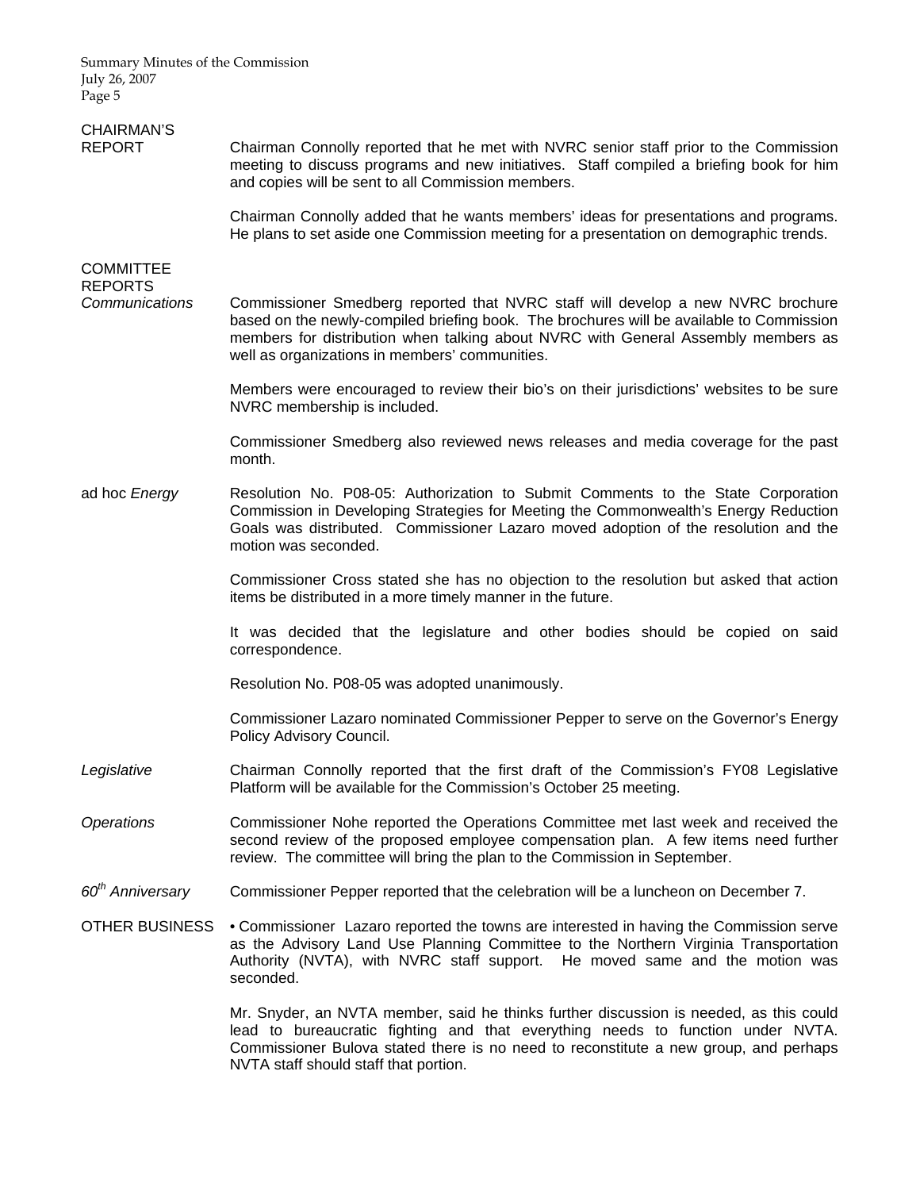## CHAIRMAN'S REPORT

Chairman Connolly reported that he met with NVRC senior staff prior to the Commission meeting to discuss programs and new initiatives. Staff compiled a briefing book for him and copies will be sent to all Commission members.

Chairman Connolly added that he wants members' ideas for presentations and programs. He plans to set aside one Commission meeting for a presentation on demographic trends.

## COMMITTEE REPORTS

### *Communications*

Commissioner Smedberg reported that NVRC staff will develop a new NVRC brochure based on the newly-compiled briefing book. The brochures will be available to Commission members for distribution when talking about NVRC with General Assembly members as well as organizations in members' communities.

Members were encouraged to review their bio's on their jurisdictions' websites to be sure NVRC membership is included.

Commissioner Smedberg also reviewed news releases and media coverage for the past month.

### ad hoc *Energy*

Resolution No. P08-05: Authorization to Submit Comments to the State Corporation Commission in Developing Strategies for Meeting the Commonwealth's Energy Reduction Goals was distributed. Commissioner Lazaro moved adoption of the resolution and the motion was seconded.

Commissioner Cross stated she has no objection to the resolution but asked that action items be distributed in a more timely manner in the future.

It was decided that the legislature and other bodies should be copied on said correspondence.

Resolution No. P08-05 was adopted unanimously.

Commissioner Lazaro nominated Commissioner Pepper to serve on the Governor's Energy Policy Advisory Council.

### *Legislative*

Chairman Connolly reported that the first draft of the Commission's FY08 Legislative Platform will be available for the Commission's October 25 meeting.

### *Operations*

Commissioner Nohe reported the Operations Committee met last week and received the second review of the proposed employee compensation plan. A few items need further review. The committee will bring the plan to the Commission in September.

### *60th Anniversary*

Commissioner Pepper reported that the celebration will be a luncheon on December 7.

## OTHER BUSINESS

- Commissioner Lazaro reported the towns are interested in having the Commission serve as the Advisory Land Use Planning Committee to the Northern Virginia Transportation Authority (NVTA), with NVRC staff support. He moved same and the motion was seconded.

Mr. Snyder, an NVTA member, said he thinks further discussion is needed, as this could lead to bureaucratic fighting and that everything needs to function under NVTA. Commissioner Bulova stated there is no need to reconstitute a new group, and perhaps NVTA staff should staff that portion.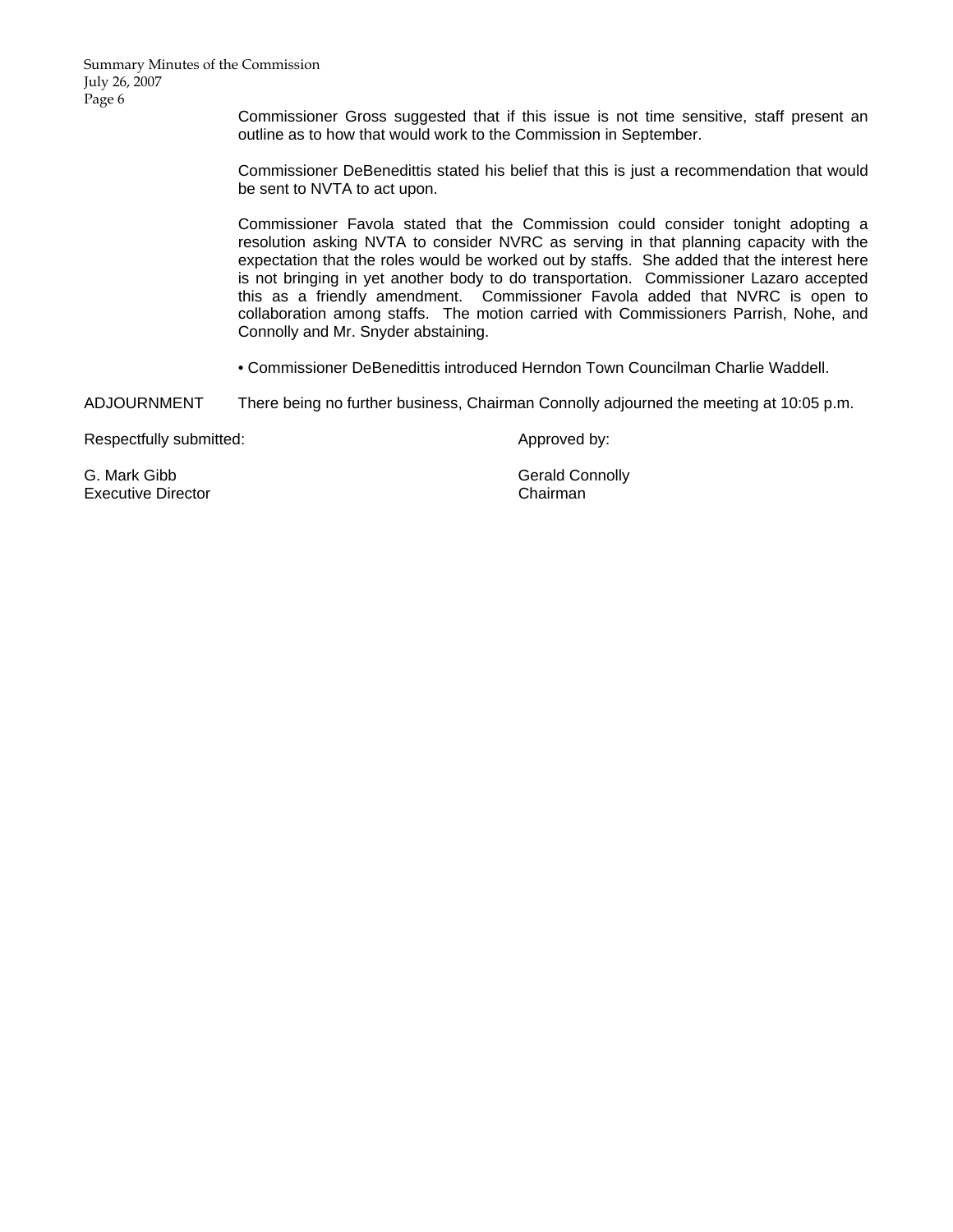Commissioner Gross suggested that if this issue is not time sensitive, staff present an outline as to how that would work to the Commission in September.

Commissioner DeBenedittis stated his belief that this is just a recommendation that would be sent to NVTA to act upon.

Commissioner Favola stated that the Commission could consider tonight adopting a resolution asking NVTA to consider NVRC as serving in that planning capacity with the expectation that the roles would be worked out by staffs. She added that the interest here is not bringing in yet another body to do transportation. Commissioner Lazaro accepted this as a friendly amendment. Commissioner Favola added that NVRC is open to collaboration among staffs. The motion carried with Commissioners Parrish, Nohe, and Connolly and Mr. Snyder abstaining.

• Commissioner DeBenedittis introduced Herndon Town Councilman Charlie Waddell.

ADJOURNMENT There being no further business, Chairman Connolly adjourned the meeting at 10:05 p.m.

Respectfully submitted:

G. Mark Gibb
Executive Director

Approved by:

Gerald Connolly
Chairman